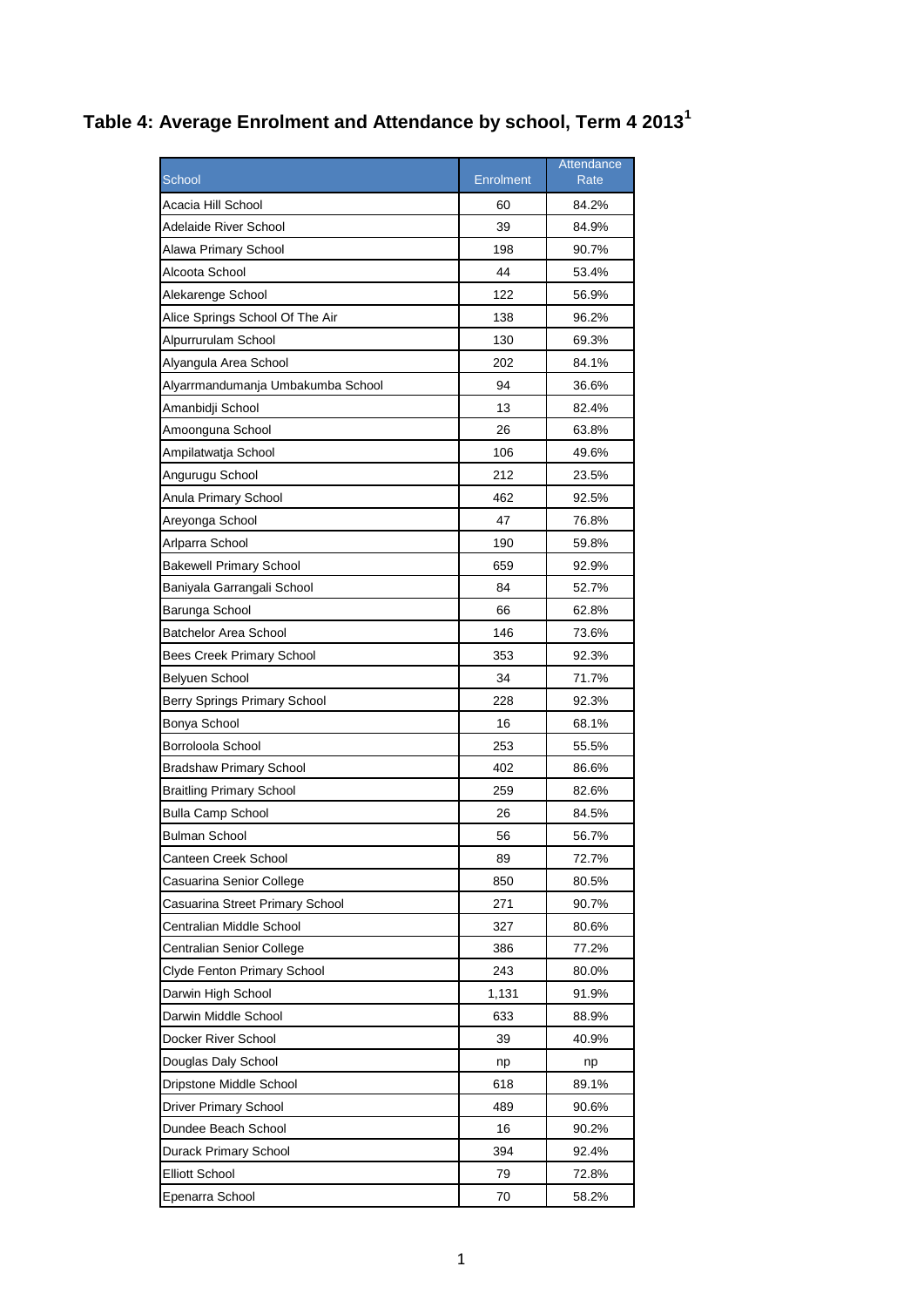# Table 4: Average Enrolment and Attendance by school, Term 4 2013[1]

| School | Enrolment | Attendance Rate |
|---|---|---|
| Acacia Hill School | 60 | 84.2% |
| Adelaide River School | 39 | 84.9% |
| Alawa Primary School | 198 | 90.7% |
| Alcoota School | 44 | 53.4% |
| Alekarenge School | 122 | 56.9% |
| Alice Springs School Of The Air | 138 | 96.2% |
| Alpurrurulam School | 130 | 69.3% |
| Alyangula Area School | 202 | 84.1% |
| Alyarrmandumanja Umbakumba School | 94 | 36.6% |
| Amanbidji School | 13 | 82.4% |
| Amoonguna School | 26 | 63.8% |
| Ampilatwatja School | 106 | 49.6% |
| Angurugu School | 212 | 23.5% |
| Anula Primary School | 462 | 92.5% |
| Areyonga School | 47 | 76.8% |
| Arlparra School | 190 | 59.8% |
| Bakewell Primary School | 659 | 92.9% |
| Baniyala Garrangali School | 84 | 52.7% |
| Barunga School | 66 | 62.8% |
| Batchelor Area School | 146 | 73.6% |
| Bees Creek Primary School | 353 | 92.3% |
| Belyuen School | 34 | 71.7% |
| Berry Springs Primary School | 228 | 92.3% |
| Bonya School | 16 | 68.1% |
| Borroloola School | 253 | 55.5% |
| Bradshaw Primary School | 402 | 86.6% |
| Braitling Primary School | 259 | 82.6% |
| Bulla Camp School | 26 | 84.5% |
| Bulman School | 56 | 56.7% |
| Canteen Creek School | 89 | 72.7% |
| Casuarina Senior College | 850 | 80.5% |
| Casuarina Street Primary School | 271 | 90.7% |
| Centralian Middle School | 327 | 80.6% |
| Centralian Senior College | 386 | 77.2% |
| Clyde Fenton Primary School | 243 | 80.0% |
| Darwin High School | 1,131 | 91.9% |
| Darwin Middle School | 633 | 88.9% |
| Docker River School | 39 | 40.9% |
| Douglas Daly School | np | np |
| Dripstone Middle School | 618 | 89.1% |
| Driver Primary School | 489 | 90.6% |
| Dundee Beach School | 16 | 90.2% |
| Durack Primary School | 394 | 92.4% |
| Elliott School | 79 | 72.8% |
| Epenarra School | 70 | 58.2% |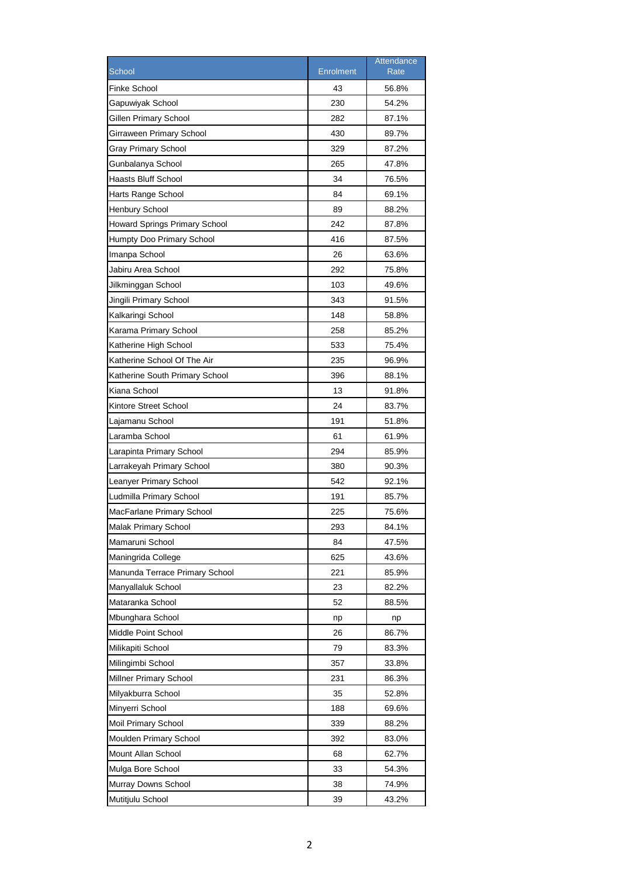| School | Enrolment | Attendance Rate |
|---|---|---|
| Finke School | 43 | 56.8% |
| Gapuwiyak School | 230 | 54.2% |
| Gillen Primary School | 282 | 87.1% |
| Girraween Primary School | 430 | 89.7% |
| Gray Primary School | 329 | 87.2% |
| Gunbalanya School | 265 | 47.8% |
| Haasts Bluff School | 34 | 76.5% |
| Harts Range School | 84 | 69.1% |
| Henbury School | 89 | 88.2% |
| Howard Springs Primary School | 242 | 87.8% |
| Humpty Doo Primary School | 416 | 87.5% |
| Imanpa School | 26 | 63.6% |
| Jabiru Area School | 292 | 75.8% |
| Jilkminggan School | 103 | 49.6% |
| Jingili Primary School | 343 | 91.5% |
| Kalkaringi School | 148 | 58.8% |
| Karama Primary School | 258 | 85.2% |
| Katherine High School | 533 | 75.4% |
| Katherine School Of The Air | 235 | 96.9% |
| Katherine South Primary School | 396 | 88.1% |
| Kiana School | 13 | 91.8% |
| Kintore Street School | 24 | 83.7% |
| Lajamanu School | 191 | 51.8% |
| Laramba School | 61 | 61.9% |
| Larapinta Primary School | 294 | 85.9% |
| Larrakeyah Primary School | 380 | 90.3% |
| Leanyer Primary School | 542 | 92.1% |
| Ludmilla Primary School | 191 | 85.7% |
| MacFarlane Primary School | 225 | 75.6% |
| Malak Primary School | 293 | 84.1% |
| Mamaruni School | 84 | 47.5% |
| Maningrida College | 625 | 43.6% |
| Manunda Terrace Primary School | 221 | 85.9% |
| Manyallaluk School | 23 | 82.2% |
| Mataranka School | 52 | 88.5% |
| Mbunghara School | np | np |
| Middle Point School | 26 | 86.7% |
| Milikapiti School | 79 | 83.3% |
| Milingimbi School | 357 | 33.8% |
| Millner Primary School | 231 | 86.3% |
| Milyakburra School | 35 | 52.8% |
| Minyerri School | 188 | 69.6% |
| Moil Primary School | 339 | 88.2% |
| Moulden Primary School | 392 | 83.0% |
| Mount Allan School | 68 | 62.7% |
| Mulga Bore School | 33 | 54.3% |
| Murray Downs School | 38 | 74.9% |
| Mutitjulu School | 39 | 43.2% |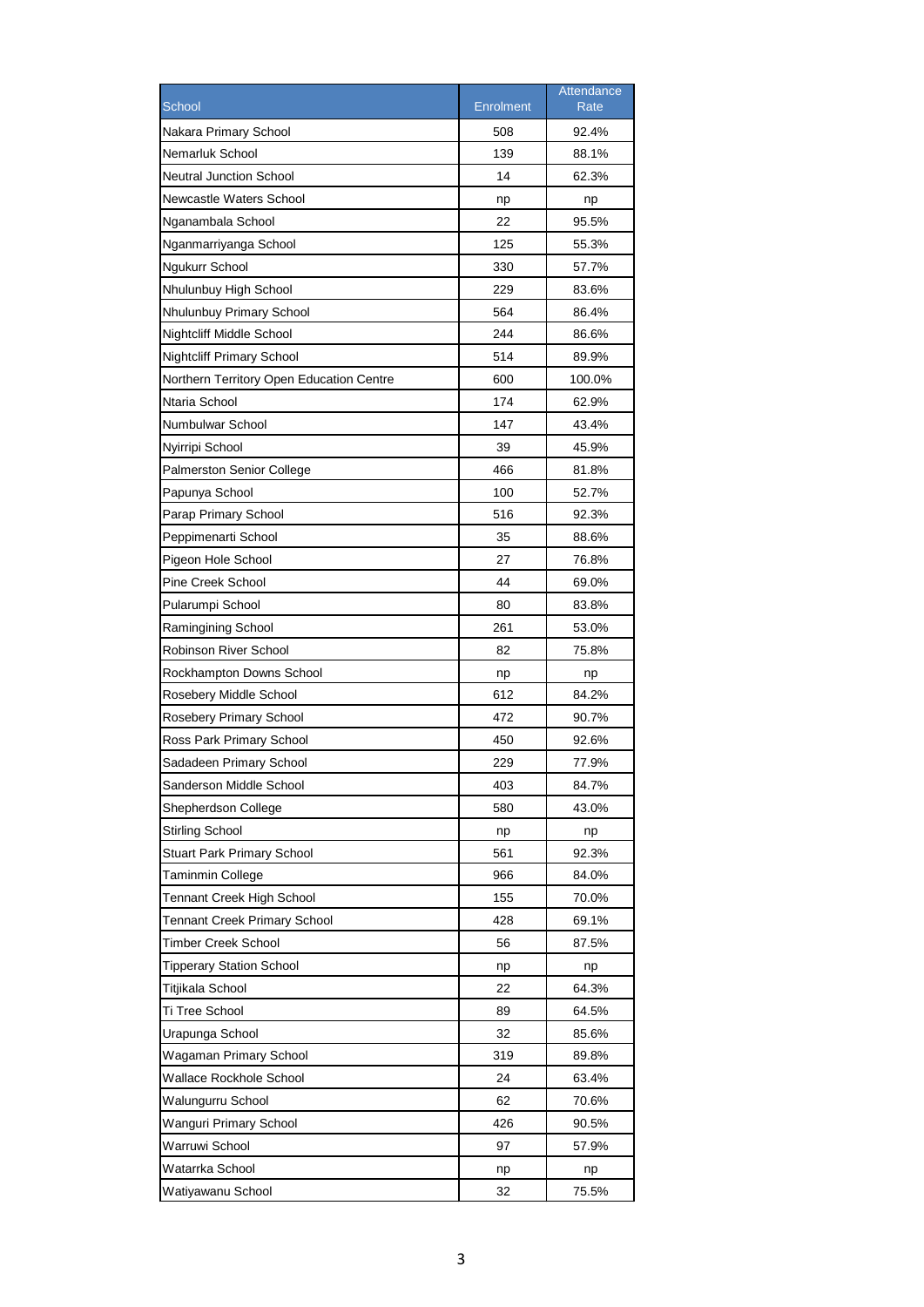| School | Enrolment | Attendance Rate |
|---|---|---|
| Nakara Primary School | 508 | 92.4% |
| Nemarluk School | 139 | 88.1% |
| Neutral Junction School | 14 | 62.3% |
| Newcastle Waters School | np | np |
| Nganambala School | 22 | 95.5% |
| Nganmarriyanga School | 125 | 55.3% |
| Ngukurr School | 330 | 57.7% |
| Nhulunbuy High School | 229 | 83.6% |
| Nhulunbuy Primary School | 564 | 86.4% |
| Nightcliff Middle School | 244 | 86.6% |
| Nightcliff Primary School | 514 | 89.9% |
| Northern Territory Open Education Centre | 600 | 100.0% |
| Ntaria School | 174 | 62.9% |
| Numbulwar School | 147 | 43.4% |
| Nyirripi School | 39 | 45.9% |
| Palmerston Senior College | 466 | 81.8% |
| Papunya School | 100 | 52.7% |
| Parap Primary School | 516 | 92.3% |
| Peppimenarti School | 35 | 88.6% |
| Pigeon Hole School | 27 | 76.8% |
| Pine Creek School | 44 | 69.0% |
| Pularumpi School | 80 | 83.8% |
| Ramingining School | 261 | 53.0% |
| Robinson River School | 82 | 75.8% |
| Rockhampton Downs School | np | np |
| Rosebery Middle School | 612 | 84.2% |
| Rosebery Primary School | 472 | 90.7% |
| Ross Park Primary School | 450 | 92.6% |
| Sadadeen Primary School | 229 | 77.9% |
| Sanderson Middle School | 403 | 84.7% |
| Shepherdson College | 580 | 43.0% |
| Stirling School | np | np |
| Stuart Park Primary School | 561 | 92.3% |
| Taminmin College | 966 | 84.0% |
| Tennant Creek High School | 155 | 70.0% |
| Tennant Creek Primary School | 428 | 69.1% |
| Timber Creek School | 56 | 87.5% |
| Tipperary Station School | np | np |
| Titjikala School | 22 | 64.3% |
| Ti Tree School | 89 | 64.5% |
| Urapunga School | 32 | 85.6% |
| Wagaman Primary School | 319 | 89.8% |
| Wallace Rockhole School | 24 | 63.4% |
| Walungurru School | 62 | 70.6% |
| Wanguri Primary School | 426 | 90.5% |
| Warruwi School | 97 | 57.9% |
| Watarrka School | np | np |
| Watiyawanu School | 32 | 75.5% |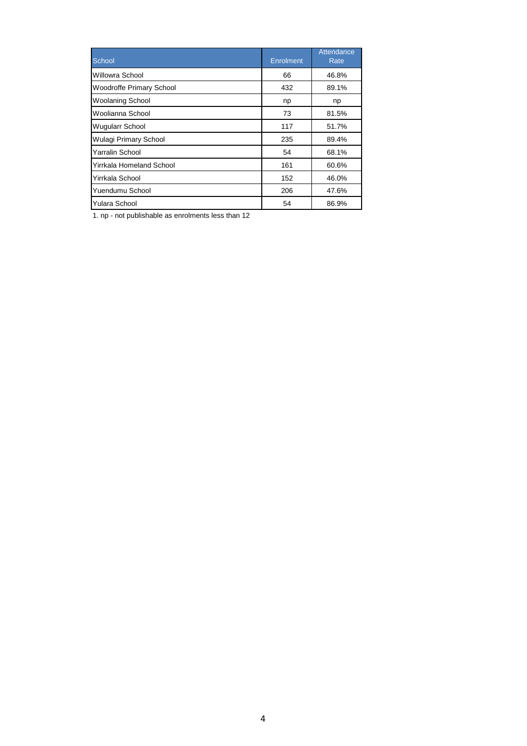| School | Enrolment | Attendance Rate |
|---|---|---|
| Willowra School | 66 | 46.8% |
| Woodroffe Primary School | 432 | 89.1% |
| Woolaning School | np | np |
| Woolianna School | 73 | 81.5% |
| Wugularr School | 117 | 51.7% |
| Wulagi Primary School | 235 | 89.4% |
| Yarralin School | 54 | 68.1% |
| Yirrkala Homeland School | 161 | 60.6% |
| Yirrkala School | 152 | 46.0% |
| Yuendumu School | 206 | 47.6% |
| Yulara School | 54 | 86.9% |

1. np - not publishable as enrolments less than 12